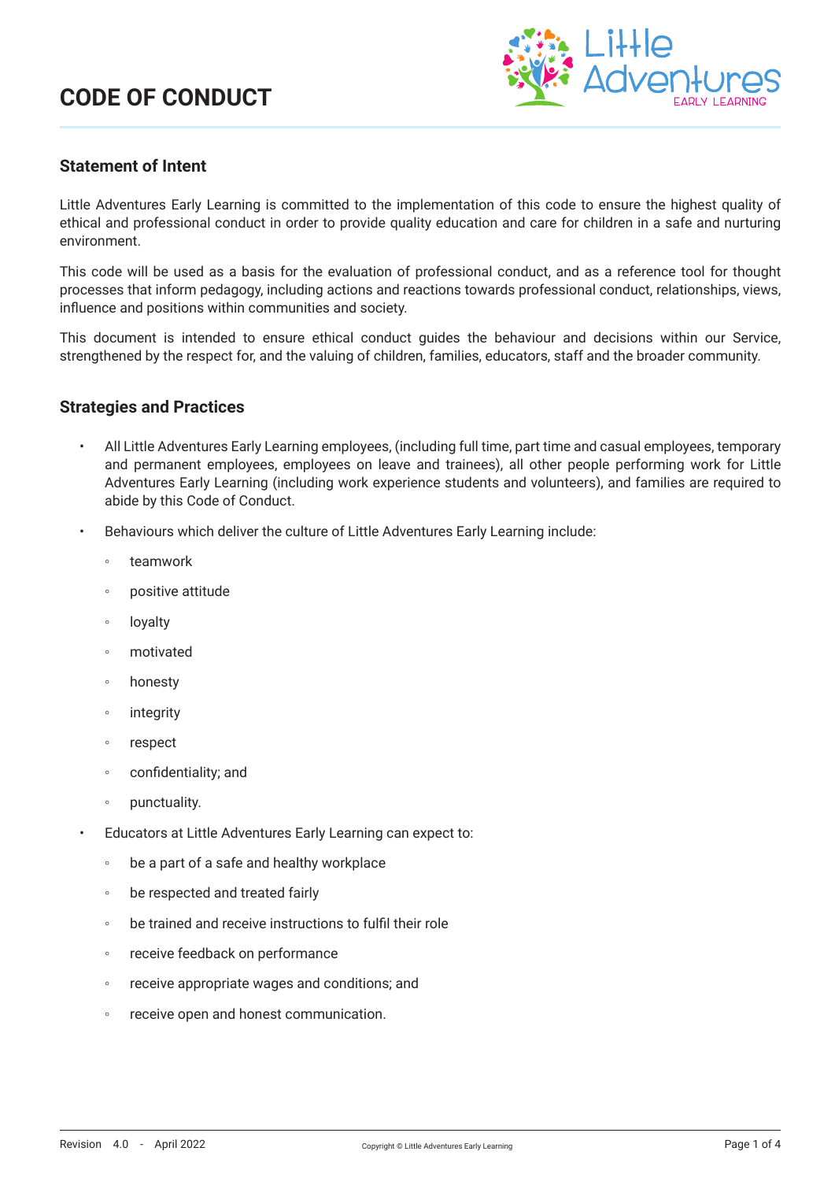# CODE OF CONDUCT

## Statement of Intent

Little Adventures Early Learning is committed to the implementation of this code to ensure the highest quality of ethical and professional conduct in order to provide quality education and care for children in a safe and nurturing environment.

This code will be used as a basis for the evaluation of professional conduct, and as a reference tool for thought processes that inform pedagogy, including actions and reactions towards professional conduct, relationships, views, influence and positions within communities and society.

This document is intended to ensure ethical conduct guides the behaviour and decisions within our Service, strengthened by the respect for, and the valuing of children, families, educators, staff and the broader community.

## Strategies and Practices

- All Little Adventures Early Learning employees, (including full time, part time and casual employees, temporary and permanent employees, employees on leave and trainees), all other people performing work for Little Adventures Early Learning (including work experience students and volunteers), and families are required to abide by this Code of Conduct.
- Behaviours which deliver the culture of Little Adventures Early Learning include:
  - teamwork
  - positive attitude
  - loyalty
  - motivated
  - honesty
  - integrity
  - respect
  - confidentiality; and
  - punctuality.
- Educators at Little Adventures Early Learning can expect to:
  - be a part of a safe and healthy workplace
  - be respected and treated fairly
  - be trained and receive instructions to fulfil their role
  - receive feedback on performance
  - receive appropriate wages and conditions; and
  - receive open and honest communication.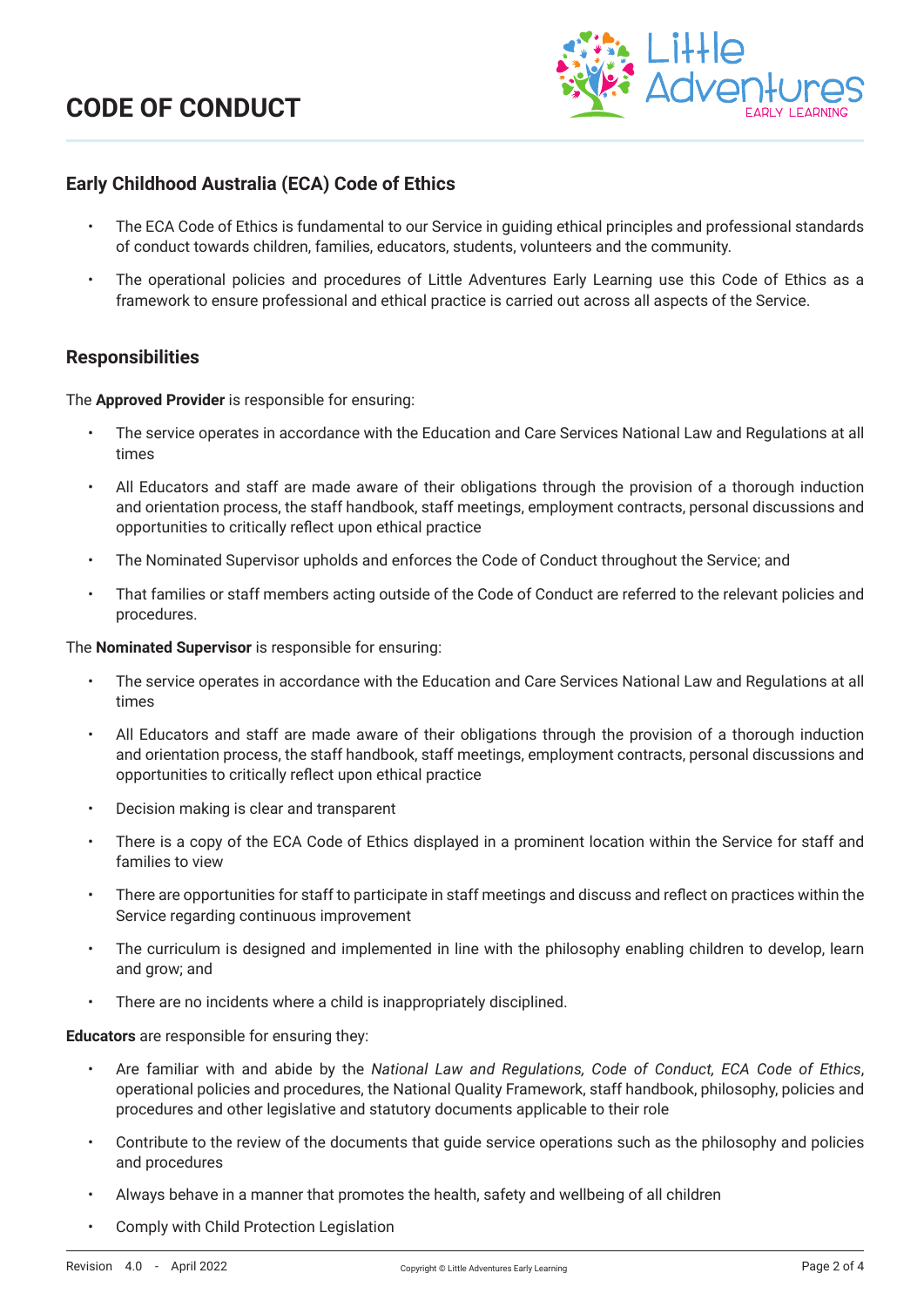# CODE OF CONDUCT

## Early Childhood Australia (ECA) Code of Ethics

- The ECA Code of Ethics is fundamental to our Service in guiding ethical principles and professional standards of conduct towards children, families, educators, students, volunteers and the community.
- The operational policies and procedures of Little Adventures Early Learning use this Code of Ethics as a framework to ensure professional and ethical practice is carried out across all aspects of the Service.

## Responsibilities

The **Approved Provider** is responsible for ensuring:

- The service operates in accordance with the Education and Care Services National Law and Regulations at all times
- All Educators and staff are made aware of their obligations through the provision of a thorough induction and orientation process, the staff handbook, staff meetings, employment contracts, personal discussions and opportunities to critically reflect upon ethical practice
- The Nominated Supervisor upholds and enforces the Code of Conduct throughout the Service; and
- That families or staff members acting outside of the Code of Conduct are referred to the relevant policies and procedures.

The **Nominated Supervisor** is responsible for ensuring:

- The service operates in accordance with the Education and Care Services National Law and Regulations at all times
- All Educators and staff are made aware of their obligations through the provision of a thorough induction and orientation process, the staff handbook, staff meetings, employment contracts, personal discussions and opportunities to critically reflect upon ethical practice
- Decision making is clear and transparent
- There is a copy of the ECA Code of Ethics displayed in a prominent location within the Service for staff and families to view
- There are opportunities for staff to participate in staff meetings and discuss and reflect on practices within the Service regarding continuous improvement
- The curriculum is designed and implemented in line with the philosophy enabling children to develop, learn and grow; and
- There are no incidents where a child is inappropriately disciplined.

**Educators** are responsible for ensuring they:

- Are familiar with and abide by the *National Law and Regulations, Code of Conduct, ECA Code of Ethics*, operational policies and procedures, the National Quality Framework, staff handbook, philosophy, policies and procedures and other legislative and statutory documents applicable to their role
- Contribute to the review of the documents that guide service operations such as the philosophy and policies and procedures
- Always behave in a manner that promotes the health, safety and wellbeing of all children
- Comply with Child Protection Legislation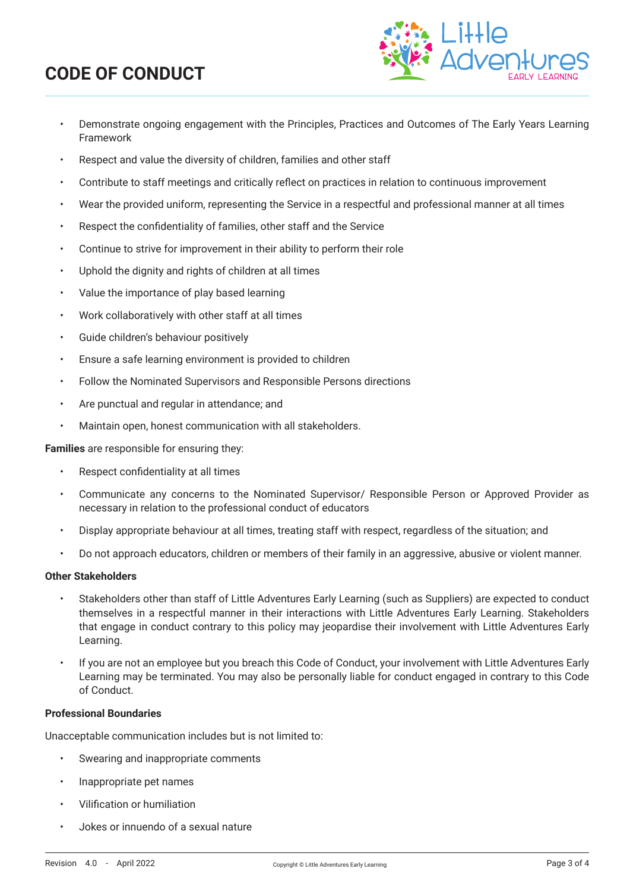- Demonstrate ongoing engagement with the Principles, Practices and Outcomes of The Early Years Learning Framework
- Respect and value the diversity of children, families and other staff
- Contribute to staff meetings and critically reflect on practices in relation to continuous improvement
- Wear the provided uniform, representing the Service in a respectful and professional manner at all times
- Respect the confidentiality of families, other staff and the Service
- Continue to strive for improvement in their ability to perform their role
- Uphold the dignity and rights of children at all times
- Value the importance of play based learning
- Work collaboratively with other staff at all times
- Guide children's behaviour positively
- Ensure a safe learning environment is provided to children
- Follow the Nominated Supervisors and Responsible Persons directions
- Are punctual and regular in attendance; and
- Maintain open, honest communication with all stakeholders.

**Families** are responsible for ensuring they:

- Respect confidentiality at all times
- Communicate any concerns to the Nominated Supervisor/ Responsible Person or Approved Provider as necessary in relation to the professional conduct of educators
- Display appropriate behaviour at all times, treating staff with respect, regardless of the situation; and
- Do not approach educators, children or members of their family in an aggressive, abusive or violent manner.

**Other Stakeholders**

- Stakeholders other than staff of Little Adventures Early Learning (such as Suppliers) are expected to conduct themselves in a respectful manner in their interactions with Little Adventures Early Learning. Stakeholders that engage in conduct contrary to this policy may jeopardise their involvement with Little Adventures Early Learning.
- If you are not an employee but you breach this Code of Conduct, your involvement with Little Adventures Early Learning may be terminated. You may also be personally liable for conduct engaged in contrary to this Code of Conduct.

**Professional Boundaries**

Unacceptable communication includes but is not limited to:

- Swearing and inappropriate comments
- Inappropriate pet names
- Vilification or humiliation
- Jokes or innuendo of a sexual nature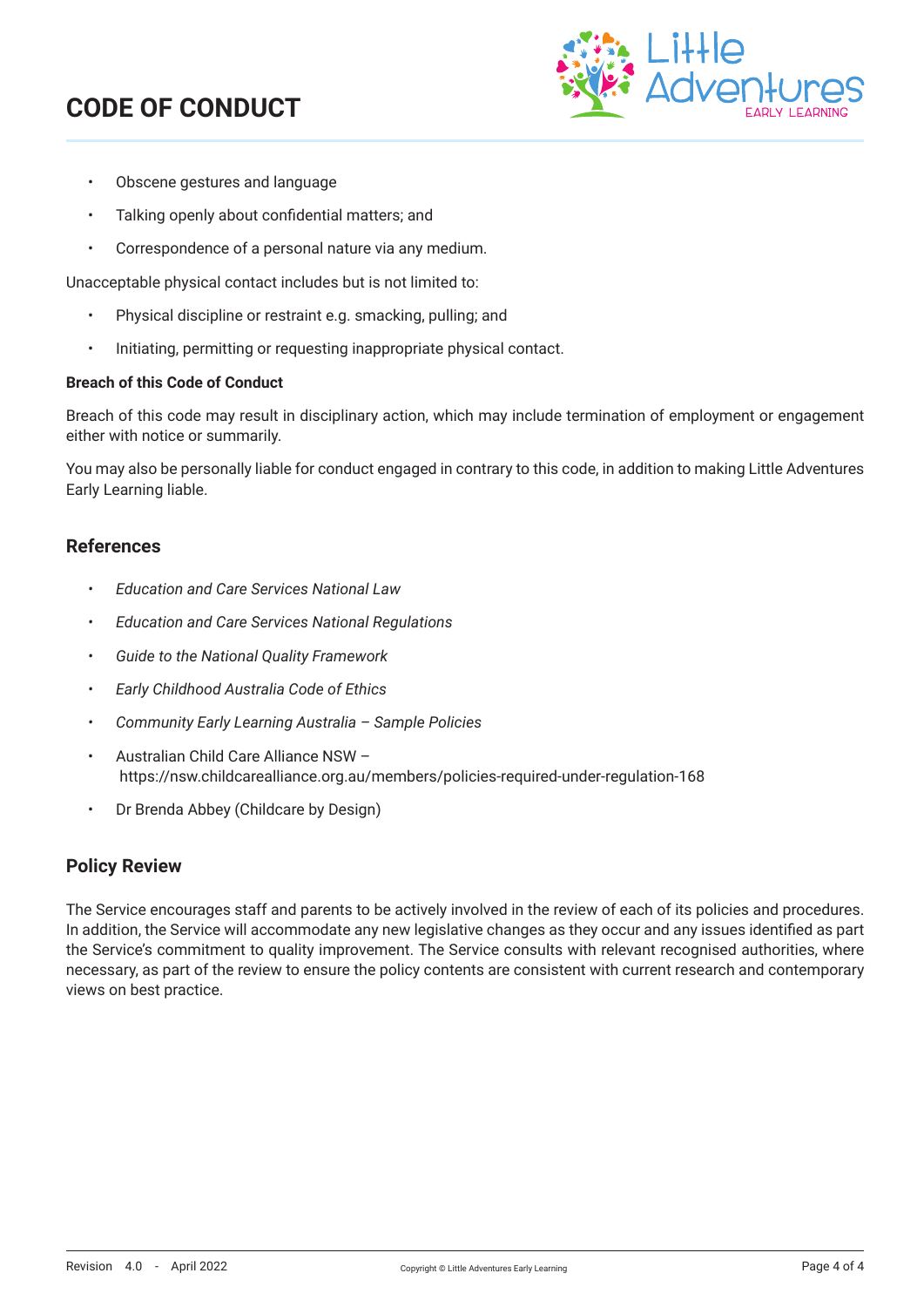- Obscene gestures and language
- Talking openly about confidential matters; and
- Correspondence of a personal nature via any medium.

Unacceptable physical contact includes but is not limited to:

- Physical discipline or restraint e.g. smacking, pulling; and
- Initiating, permitting or requesting inappropriate physical contact.

**Breach of this Code of Conduct**

Breach of this code may result in disciplinary action, which may include termination of employment or engagement either with notice or summarily.

You may also be personally liable for conduct engaged in contrary to this code, in addition to making Little Adventures Early Learning liable.

## References

- *Education and Care Services National Law*
- *Education and Care Services National Regulations*
- *Guide to the National Quality Framework*
- *Early Childhood Australia Code of Ethics*
- *Community Early Learning Australia – Sample Policies*
- Australian Child Care Alliance NSW – https://nsw.childcarealliance.org.au/members/policies-required-under-regulation-168
- Dr Brenda Abbey (Childcare by Design)

## Policy Review

The Service encourages staff and parents to be actively involved in the review of each of its policies and procedures. In addition, the Service will accommodate any new legislative changes as they occur and any issues identified as part the Service's commitment to quality improvement. The Service consults with relevant recognised authorities, where necessary, as part of the review to ensure the policy contents are consistent with current research and contemporary views on best practice.